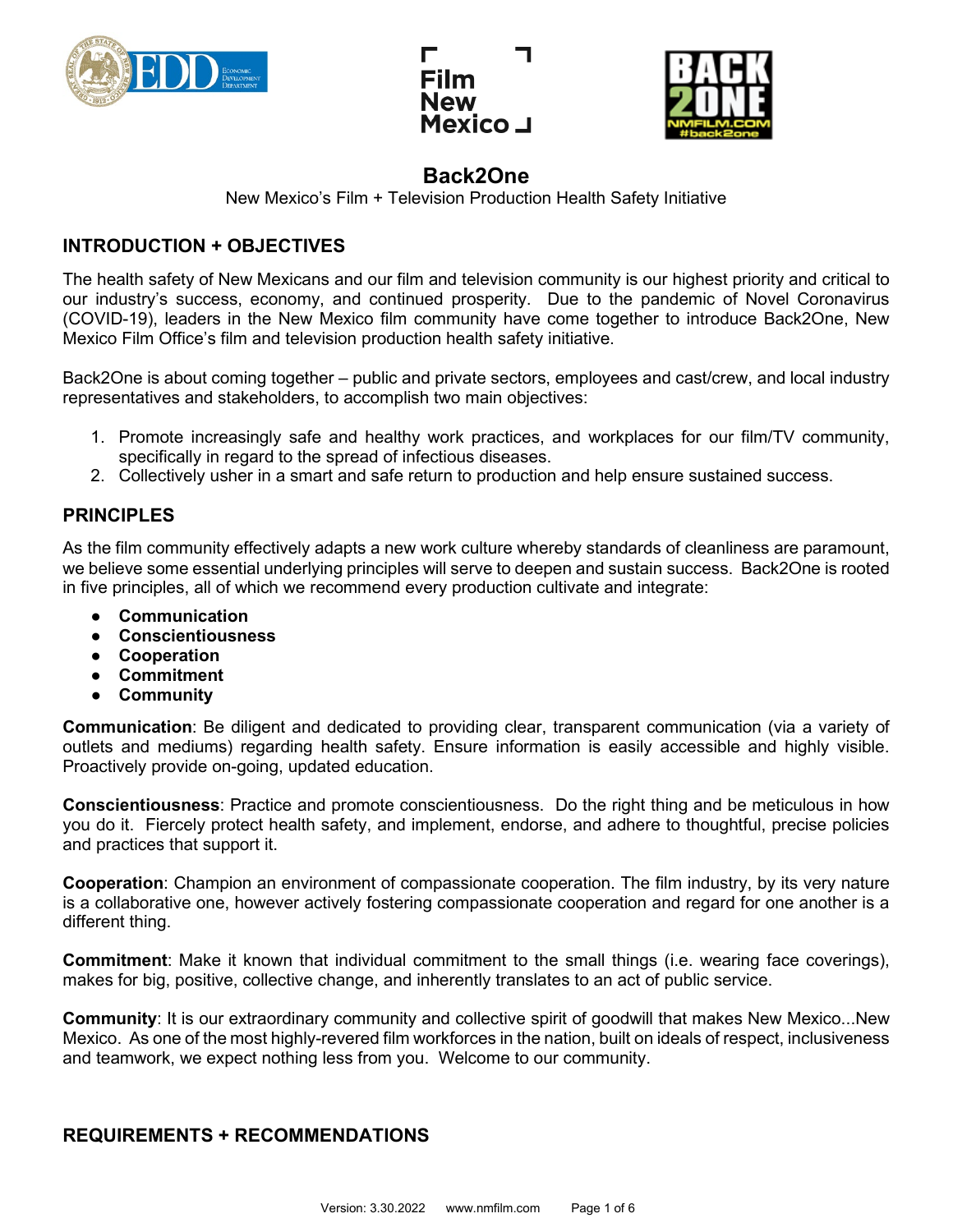# Back2One

New Mexico's Film + Television Production Health Safety Initiative

## INTRODUCTION + OBJECTIVES

The health safety of New Mexicans and our film and television community is our highest priority and critical to our industry's success, economy, and continued prosperity. Due to the pandemic of Novel Coronavirus (COVID-19), leaders in the New Mexico film community have come together to introduce Back2One, New Mexico Film Office's film and television production health safety initiative.

Back2One is about coming together – public and private sectors, employees and cast/crew, and local industry representatives and stakeholders, to accomplish two main objectives:

1. Promote increasingly safe and healthy work practices, and workplaces for our film/TV community, specifically in regard to the spread of infectious diseases.
2. Collectively usher in a smart and safe return to production and help ensure sustained success.

## PRINCIPLES

As the film community effectively adapts a new work culture whereby standards of cleanliness are paramount, we believe some essential underlying principles will serve to deepen and sustain success. Back2One is rooted in five principles, all of which we recommend every production cultivate and integrate:

- **Communication**
- **Conscientiousness**
- **Cooperation**
- **Commitment**
- **Community**

**Communication**: Be diligent and dedicated to providing clear, transparent communication (via a variety of outlets and mediums) regarding health safety. Ensure information is easily accessible and highly visible. Proactively provide on-going, updated education.

**Conscientiousness**: Practice and promote conscientiousness. Do the right thing and be meticulous in how you do it. Fiercely protect health safety, and implement, endorse, and adhere to thoughtful, precise policies and practices that support it.

**Cooperation**: Champion an environment of compassionate cooperation. The film industry, by its very nature is a collaborative one, however actively fostering compassionate cooperation and regard for one another is a different thing.

**Commitment**: Make it known that individual commitment to the small things (i.e. wearing face coverings), makes for big, positive, collective change, and inherently translates to an act of public service.

**Community**: It is our extraordinary community and collective spirit of goodwill that makes New Mexico...New Mexico. As one of the most highly-revered film workforces in the nation, built on ideals of respect, inclusiveness and teamwork, we expect nothing less from you. Welcome to our community.

## REQUIREMENTS + RECOMMENDATIONS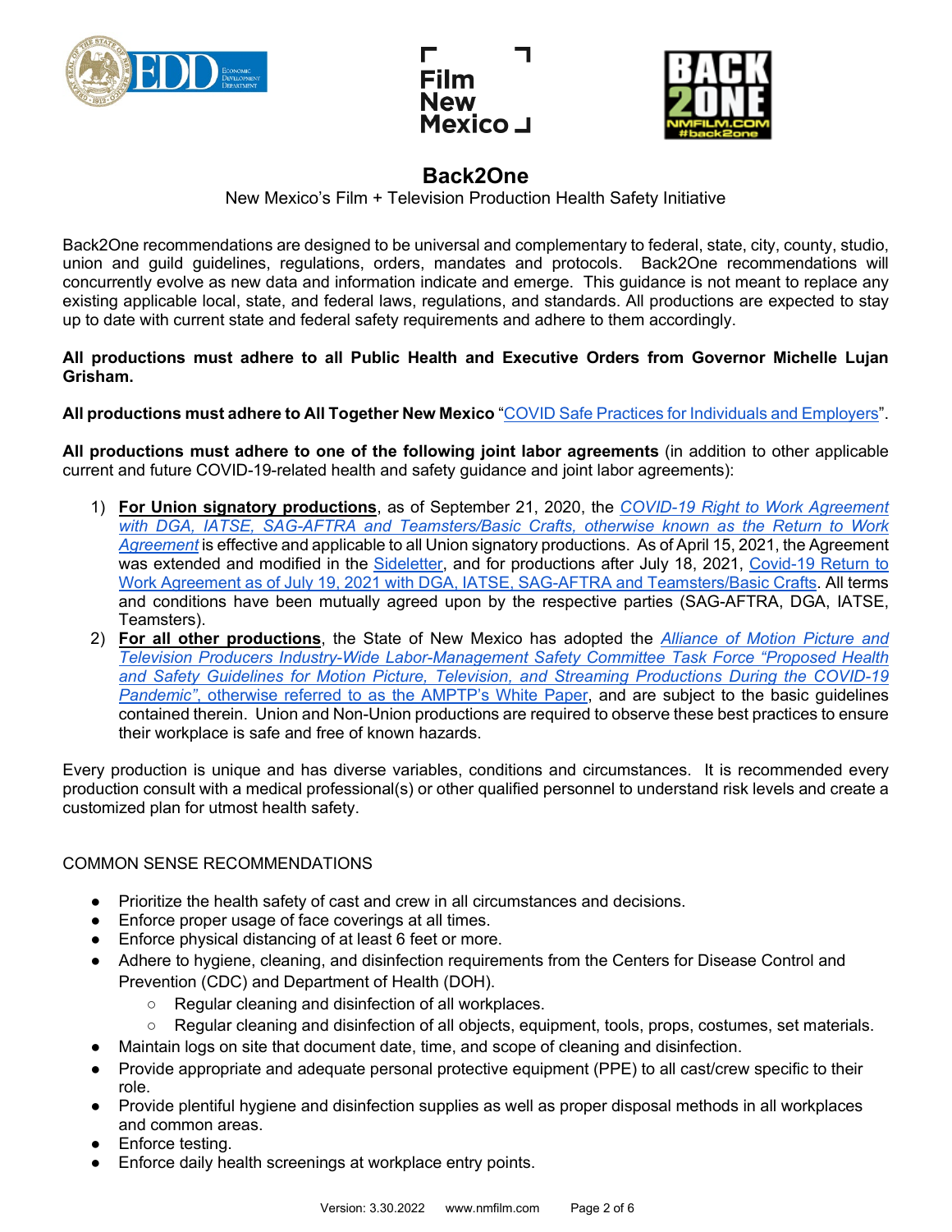# Back2One

New Mexico's Film + Television Production Health Safety Initiative

Back2One recommendations are designed to be universal and complementary to federal, state, city, county, studio, union and guild guidelines, regulations, orders, mandates and protocols. Back2One recommendations will concurrently evolve as new data and information indicate and emerge. This guidance is not meant to replace any existing applicable local, state, and federal laws, regulations, and standards. All productions are expected to stay up to date with current state and federal safety requirements and adhere to them accordingly.

**All productions must adhere to all Public Health and Executive Orders from Governor Michelle Lujan Grisham.**

**All productions must adhere to All Together New Mexico** "COVID Safe Practices for Individuals and Employers".

**All productions must adhere to one of the following joint labor agreements** (in addition to other applicable current and future COVID-19-related health and safety guidance and joint labor agreements):

1) **For Union signatory productions**, as of September 21, 2020, the *COVID-19 Right to Work Agreement with DGA, IATSE, SAG-AFTRA and Teamsters/Basic Crafts, otherwise known as the Return to Work Agreement* is effective and applicable to all Union signatory productions. As of April 15, 2021, the Agreement was extended and modified in the Sideletter, and for productions after July 18, 2021, Covid-19 Return to Work Agreement as of July 19, 2021 with DGA, IATSE, SAG-AFTRA and Teamsters/Basic Crafts. All terms and conditions have been mutually agreed upon by the respective parties (SAG-AFTRA, DGA, IATSE, Teamsters).
2) **For all other productions**, the State of New Mexico has adopted the *Alliance of Motion Picture and Television Producers Industry-Wide Labor-Management Safety Committee Task Force "Proposed Health and Safety Guidelines for Motion Picture, Television, and Streaming Productions During the COVID-19 Pandemic", otherwise referred to as the AMPTP's White Paper*, and are subject to the basic guidelines contained therein. Union and Non-Union productions are required to observe these best practices to ensure their workplace is safe and free of known hazards.

Every production is unique and has diverse variables, conditions and circumstances. It is recommended every production consult with a medical professional(s) or other qualified personnel to understand risk levels and create a customized plan for utmost health safety.

COMMON SENSE RECOMMENDATIONS

- Prioritize the health safety of cast and crew in all circumstances and decisions.
- Enforce proper usage of face coverings at all times.
- Enforce physical distancing of at least 6 feet or more.
- Adhere to hygiene, cleaning, and disinfection requirements from the Centers for Disease Control and Prevention (CDC) and Department of Health (DOH).
  - Regular cleaning and disinfection of all workplaces.
  - Regular cleaning and disinfection of all objects, equipment, tools, props, costumes, set materials.
- Maintain logs on site that document date, time, and scope of cleaning and disinfection.
- Provide appropriate and adequate personal protective equipment (PPE) to all cast/crew specific to their role.
- Provide plentiful hygiene and disinfection supplies as well as proper disposal methods in all workplaces and common areas.
- Enforce testing.
- Enforce daily health screenings at workplace entry points.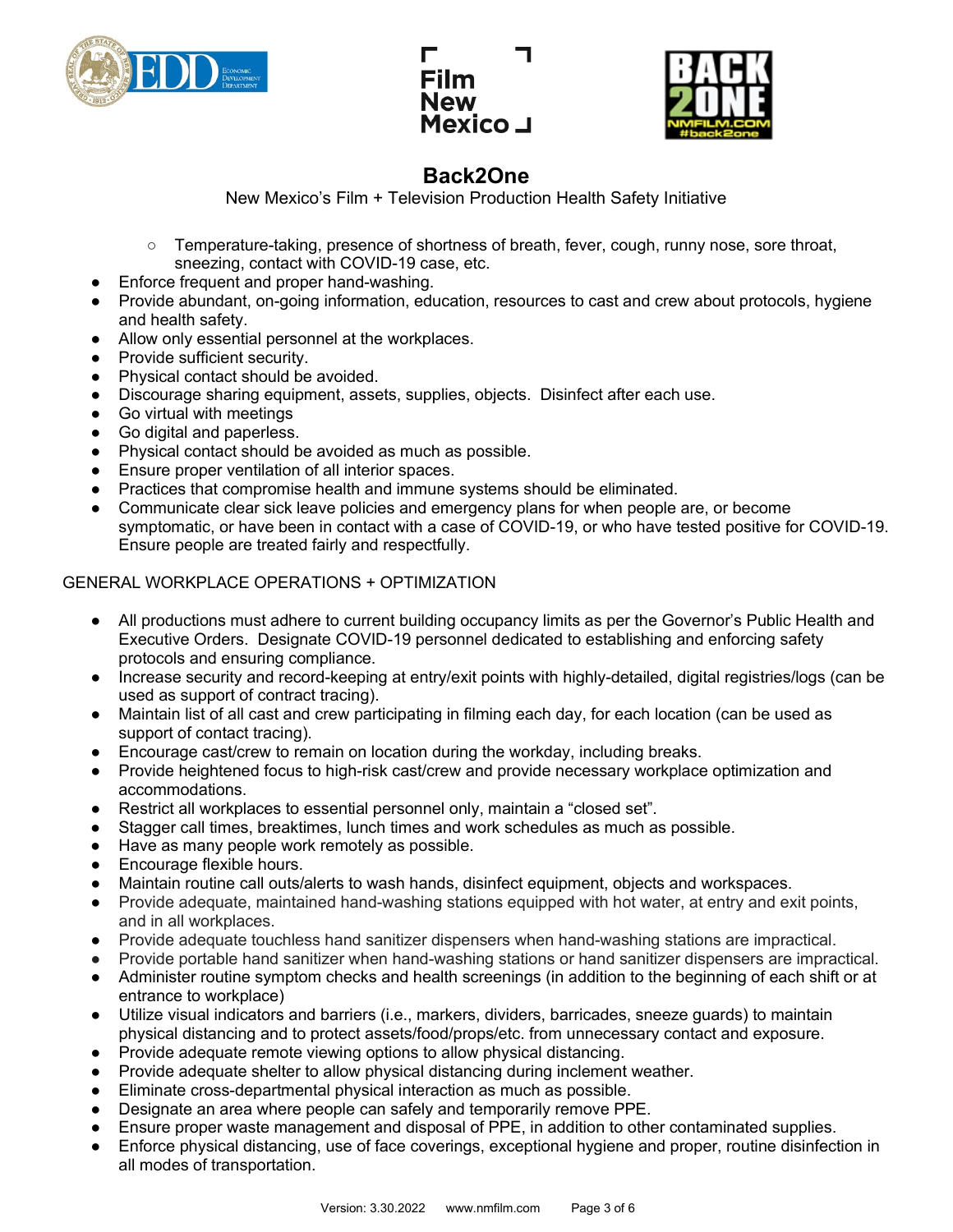- Temperature-taking, presence of shortness of breath, fever, cough, runny nose, sore throat, sneezing, contact with COVID-19 case, etc.

- Enforce frequent and proper hand-washing.
- Provide abundant, on-going information, education, resources to cast and crew about protocols, hygiene and health safety.
- Allow only essential personnel at the workplaces.
- Provide sufficient security.
- Physical contact should be avoided.
- Discourage sharing equipment, assets, supplies, objects. Disinfect after each use.
- Go virtual with meetings
- Go digital and paperless.
- Physical contact should be avoided as much as possible.
- Ensure proper ventilation of all interior spaces.
- Practices that compromise health and immune systems should be eliminated.
- Communicate clear sick leave policies and emergency plans for when people are, or become symptomatic, or have been in contact with a case of COVID-19, or who have tested positive for COVID-19. Ensure people are treated fairly and respectfully.

GENERAL WORKPLACE OPERATIONS + OPTIMIZATION

- All productions must adhere to current building occupancy limits as per the Governor's Public Health and Executive Orders. Designate COVID-19 personnel dedicated to establishing and enforcing safety protocols and ensuring compliance.
- Increase security and record-keeping at entry/exit points with highly-detailed, digital registries/logs (can be used as support of contract tracing).
- Maintain list of all cast and crew participating in filming each day, for each location (can be used as support of contact tracing).
- Encourage cast/crew to remain on location during the workday, including breaks.
- Provide heightened focus to high-risk cast/crew and provide necessary workplace optimization and accommodations.
- Restrict all workplaces to essential personnel only, maintain a "closed set".
- Stagger call times, breaktimes, lunch times and work schedules as much as possible.
- Have as many people work remotely as possible.
- Encourage flexible hours.
- Maintain routine call outs/alerts to wash hands, disinfect equipment, objects and workspaces.
- Provide adequate, maintained hand-washing stations equipped with hot water, at entry and exit points, and in all workplaces.
- Provide adequate touchless hand sanitizer dispensers when hand-washing stations are impractical.
- Provide portable hand sanitizer when hand-washing stations or hand sanitizer dispensers are impractical.
- Administer routine symptom checks and health screenings (in addition to the beginning of each shift or at entrance to workplace)
- Utilize visual indicators and barriers (i.e., markers, dividers, barricades, sneeze guards) to maintain physical distancing and to protect assets/food/props/etc. from unnecessary contact and exposure.
- Provide adequate remote viewing options to allow physical distancing.
- Provide adequate shelter to allow physical distancing during inclement weather.
- Eliminate cross-departmental physical interaction as much as possible.
- Designate an area where people can safely and temporarily remove PPE.
- Ensure proper waste management and disposal of PPE, in addition to other contaminated supplies.
- Enforce physical distancing, use of face coverings, exceptional hygiene and proper, routine disinfection in all modes of transportation.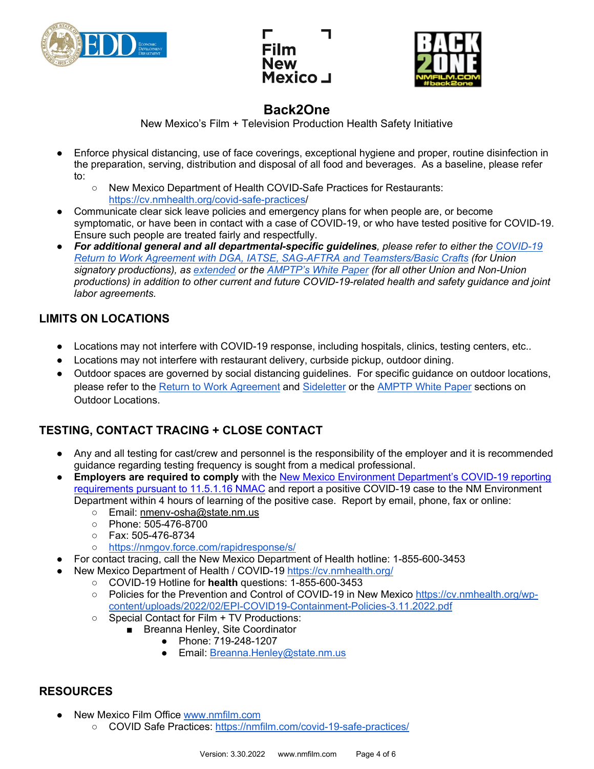# Back2One

New Mexico's Film + Television Production Health Safety Initiative

- Enforce physical distancing, use of face coverings, exceptional hygiene and proper, routine disinfection in the preparation, serving, distribution and disposal of all food and beverages. As a baseline, please refer to:
  - New Mexico Department of Health COVID-Safe Practices for Restaurants: https://cv.nmhealth.org/covid-safe-practices/
- Communicate clear sick leave policies and emergency plans for when people are, or become symptomatic, or have been in contact with a case of COVID-19, or who have tested positive for COVID-19. Ensure such people are treated fairly and respectfully.
- ***For additional general and all departmental-specific guidelines**, please refer to either the COVID-19 Return to Work Agreement with DGA, IATSE, SAG-AFTRA and Teamsters/Basic Crafts (for Union signatory productions), as extended or the AMPTP's White Paper (for all other Union and Non-Union productions) in addition to other current and future COVID-19-related health and safety guidance and joint labor agreements.*

## LIMITS ON LOCATIONS

- Locations may not interfere with COVID-19 response, including hospitals, clinics, testing centers, etc..
- Locations may not interfere with restaurant delivery, curbside pickup, outdoor dining.
- Outdoor spaces are governed by social distancing guidelines. For specific guidance on outdoor locations, please refer to the Return to Work Agreement and Sideletter or the AMPTP White Paper sections on Outdoor Locations.

## TESTING, CONTACT TRACING + CLOSE CONTACT

- Any and all testing for cast/crew and personnel is the responsibility of the employer and it is recommended guidance regarding testing frequency is sought from a medical professional.
- **Employers are required to comply** with the New Mexico Environment Department's COVID-19 reporting requirements pursuant to 11.5.1.16 NMAC and report a positive COVID-19 case to the NM Environment Department within 4 hours of learning of the positive case. Report by email, phone, fax or online:
  - Email: nmenv-osha@state.nm.us
  - Phone: 505-476-8700
  - Fax: 505-476-8734
  - https://nmgov.force.com/rapidresponse/s/
- For contact tracing, call the New Mexico Department of Health hotline: 1-855-600-3453
- New Mexico Department of Health / COVID-19 https://cv.nmhealth.org/
  - COVID-19 Hotline for **health** questions: 1-855-600-3453
  - Policies for the Prevention and Control of COVID-19 in New Mexico https://cv.nmhealth.org/wp-content/uploads/2022/02/EPI-COVID19-Containment-Policies-3.11.2022.pdf
  - Special Contact for Film + TV Productions:
    - Breanna Henley, Site Coordinator
      - Phone: 719-248-1207
      - Email: Breanna.Henley@state.nm.us

## RESOURCES

- New Mexico Film Office www.nmfilm.com
  - COVID Safe Practices: https://nmfilm.com/covid-19-safe-practices/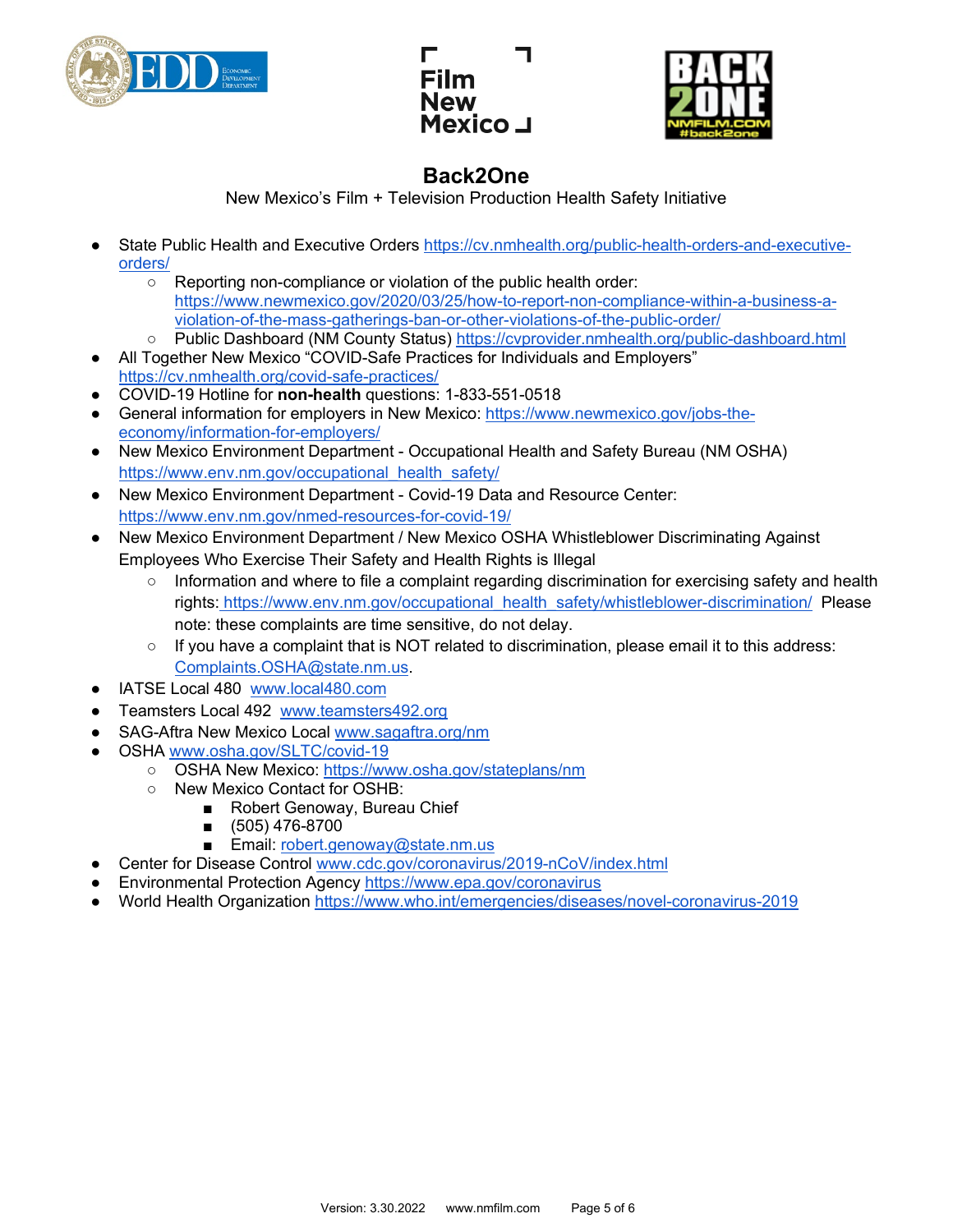# Back2One

New Mexico's Film + Television Production Health Safety Initiative

- State Public Health and Executive Orders https://cv.nmhealth.org/public-health-orders-and-executive-orders/
  - Reporting non-compliance or violation of the public health order: https://www.newmexico.gov/2020/03/25/how-to-report-non-compliance-within-a-business-a-violation-of-the-mass-gatherings-ban-or-other-violations-of-the-public-order/
  - Public Dashboard (NM County Status) https://cvprovider.nmhealth.org/public-dashboard.html
- All Together New Mexico "COVID-Safe Practices for Individuals and Employers" https://cv.nmhealth.org/covid-safe-practices/
- COVID-19 Hotline for **non-health** questions: 1-833-551-0518
- General information for employers in New Mexico: https://www.newmexico.gov/jobs-the-economy/information-for-employers/
- New Mexico Environment Department - Occupational Health and Safety Bureau (NM OSHA) https://www.env.nm.gov/occupational_health_safety/
- New Mexico Environment Department - Covid-19 Data and Resource Center: https://www.env.nm.gov/nmed-resources-for-covid-19/
- New Mexico Environment Department / New Mexico OSHA Whistleblower Discriminating Against Employees Who Exercise Their Safety and Health Rights is Illegal
  - Information and where to file a complaint regarding discrimination for exercising safety and health rights: https://www.env.nm.gov/occupational_health_safety/whistleblower-discrimination/ Please note: these complaints are time sensitive, do not delay.
  - If you have a complaint that is NOT related to discrimination, please email it to this address: Complaints.OSHA@state.nm.us.
- IATSE Local 480 www.local480.com
- Teamsters Local 492 www.teamsters492.org
- SAG-Aftra New Mexico Local www.sagaftra.org/nm
- OSHA www.osha.gov/SLTC/covid-19
  - OSHA New Mexico: https://www.osha.gov/stateplans/nm
  - New Mexico Contact for OSHB:
    - Robert Genoway, Bureau Chief
    - (505) 476-8700
    - Email: robert.genoway@state.nm.us
- Center for Disease Control www.cdc.gov/coronavirus/2019-nCoV/index.html
- Environmental Protection Agency https://www.epa.gov/coronavirus
- World Health Organization https://www.who.int/emergencies/diseases/novel-coronavirus-2019